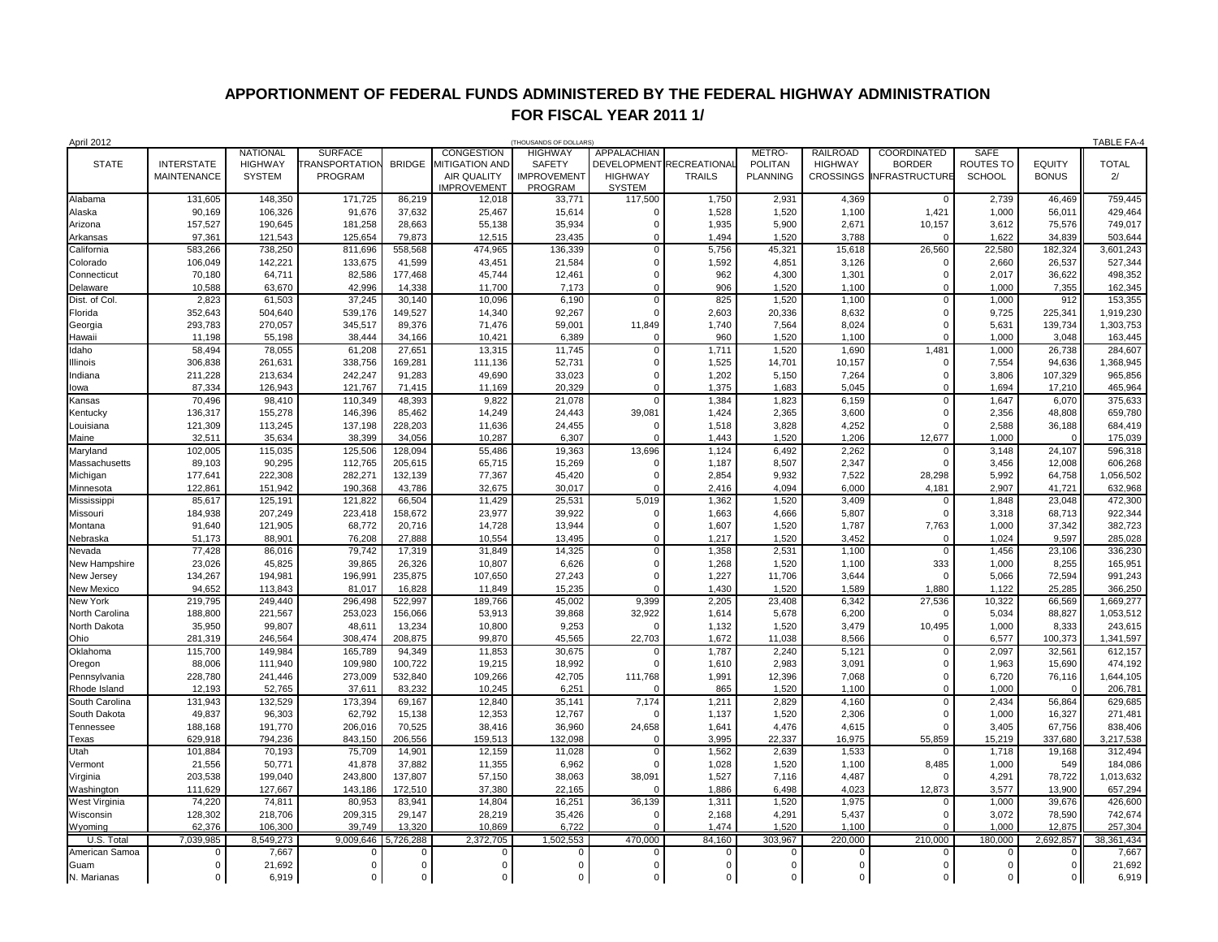# APPORTIONMENT OF FEDERAL FUNDS ADMINISTERED BY THE FEDERAL HIGHWAY ADMINISTRATION FOR FISCAL YEAR 2011 1/

April 2012 (THOUSANDS OF DOLLARS) TABLE FA-4

| STATE | INTERSTATE MAINTENANCE | NATIONAL HIGHWAY SYSTEM | SURFACE TRANSPORTATION PROGRAM | BRIDGE | CONGESTION MITIGATION AND AIR QUALITY IMPROVEMENT | HIGHWAY SAFETY IMPROVEMENT PROGRAM | APPALACHIAN DEVELOPMENT HIGHWAY SYSTEM | RECREATIONAL TRAILS | METRO-POLITAN PLANNING | RAILROAD HIGHWAY CROSSINGS | COORDINATED BORDER INFRASTRUCTURE | SAFE ROUTES TO SCHOOL | EQUITY BONUS | TOTAL 2/ |
|---|---|---|---|---|---|---|---|---|---|---|---|---|---|---|
| Alabama | 131,605 | 148,350 | 171,725 | 86,219 | 12,018 | 33,771 | 117,500 | 1,750 | 2,931 | 4,369 | 0 | 2,739 | 46,469 | 759,445 |
| Alaska | 90,169 | 106,326 | 91,676 | 37,632 | 25,467 | 15,614 | 0 | 1,528 | 1,520 | 1,100 | 1,421 | 1,000 | 56,011 | 429,464 |
| Arizona | 157,527 | 190,645 | 181,258 | 28,663 | 55,138 | 35,934 | 0 | 1,935 | 5,900 | 2,671 | 10,157 | 3,612 | 75,576 | 749,017 |
| Arkansas | 97,361 | 121,543 | 125,654 | 79,873 | 12,515 | 23,435 | 0 | 1,494 | 1,520 | 3,788 | 0 | 1,622 | 34,839 | 503,644 |
| California | 583,266 | 738,250 | 811,696 | 558,568 | 474,965 | 136,339 | 0 | 5,756 | 45,321 | 15,618 | 26,560 | 22,580 | 182,324 | 3,601,243 |
| Colorado | 106,049 | 142,221 | 133,675 | 41,599 | 43,451 | 21,584 | 0 | 1,592 | 4,851 | 3,126 | 0 | 2,660 | 26,537 | 527,344 |
| Connecticut | 70,180 | 64,711 | 82,586 | 177,468 | 45,744 | 12,461 | 0 | 962 | 4,300 | 1,301 | 0 | 2,017 | 36,622 | 498,352 |
| Delaware | 10,588 | 63,670 | 42,996 | 14,338 | 11,700 | 7,173 | 0 | 906 | 1,520 | 1,100 | 0 | 1,000 | 7,355 | 162,345 |
| Dist. of Col. | 2,823 | 61,503 | 37,245 | 30,140 | 10,096 | 6,190 | 0 | 825 | 1,520 | 1,100 | 0 | 1,000 | 912 | 153,355 |
| Florida | 352,643 | 504,640 | 539,176 | 149,527 | 14,340 | 92,267 | 0 | 2,603 | 20,336 | 8,632 | 0 | 9,725 | 225,341 | 1,919,230 |
| Georgia | 293,783 | 270,057 | 345,517 | 89,376 | 71,476 | 59,001 | 11,849 | 1,740 | 7,564 | 8,024 | 0 | 5,631 | 139,734 | 1,303,753 |
| Hawaii | 11,198 | 55,198 | 38,444 | 34,166 | 10,421 | 6,389 | 0 | 960 | 1,520 | 1,100 | 0 | 1,000 | 3,048 | 163,445 |
| Idaho | 58,494 | 78,055 | 61,208 | 27,651 | 13,315 | 11,745 | 0 | 1,711 | 1,520 | 1,690 | 1,481 | 1,000 | 26,738 | 284,607 |
| Illinois | 306,838 | 261,631 | 338,756 | 169,281 | 111,136 | 52,731 | 0 | 1,525 | 14,701 | 10,157 | 0 | 7,554 | 94,636 | 1,368,945 |
| Indiana | 211,228 | 213,634 | 242,247 | 91,283 | 49,690 | 33,023 | 0 | 1,202 | 5,150 | 7,264 | 0 | 3,806 | 107,329 | 965,856 |
| Iowa | 87,334 | 126,943 | 121,767 | 71,415 | 11,169 | 20,329 | 0 | 1,375 | 1,683 | 5,045 | 0 | 1,694 | 17,210 | 465,964 |
| Kansas | 70,496 | 98,410 | 110,349 | 48,393 | 9,822 | 21,078 | 0 | 1,384 | 1,823 | 6,159 | 0 | 1,647 | 6,070 | 375,633 |
| Kentucky | 136,317 | 155,278 | 146,396 | 85,462 | 14,249 | 24,443 | 39,081 | 1,424 | 2,365 | 3,600 | 0 | 2,356 | 48,808 | 659,780 |
| Louisiana | 121,309 | 113,245 | 137,198 | 228,203 | 11,636 | 24,455 | 0 | 1,518 | 3,828 | 4,252 | 0 | 2,588 | 36,188 | 684,419 |
| Maine | 32,511 | 35,634 | 38,399 | 34,056 | 10,287 | 6,307 | 0 | 1,443 | 1,520 | 1,206 | 12,677 | 1,000 | 0 | 175,039 |
| Maryland | 102,005 | 115,035 | 125,506 | 128,094 | 55,486 | 19,363 | 13,696 | 1,124 | 6,492 | 2,262 | 0 | 3,148 | 24,107 | 596,318 |
| Massachusetts | 89,103 | 90,295 | 112,765 | 205,615 | 65,715 | 15,269 | 0 | 1,187 | 8,507 | 2,347 | 0 | 3,456 | 12,008 | 606,268 |
| Michigan | 177,641 | 222,308 | 282,271 | 132,139 | 77,367 | 45,420 | 0 | 2,854 | 9,932 | 7,522 | 28,298 | 5,992 | 64,758 | 1,056,502 |
| Minnesota | 122,861 | 151,942 | 190,368 | 43,786 | 32,675 | 30,017 | 0 | 2,416 | 4,094 | 6,000 | 4,181 | 2,907 | 41,721 | 632,968 |
| Mississippi | 85,617 | 125,191 | 121,822 | 66,504 | 11,429 | 25,531 | 5,019 | 1,362 | 1,520 | 3,409 | 0 | 1,848 | 23,048 | 472,300 |
| Missouri | 184,938 | 207,249 | 223,418 | 158,672 | 23,977 | 39,922 | 0 | 1,663 | 4,666 | 5,807 | 0 | 3,318 | 68,713 | 922,344 |
| Montana | 91,640 | 121,905 | 68,772 | 20,716 | 14,728 | 13,944 | 0 | 1,607 | 1,520 | 1,787 | 7,763 | 1,000 | 37,342 | 382,723 |
| Nebraska | 51,173 | 88,901 | 76,208 | 27,888 | 10,554 | 13,495 | 0 | 1,217 | 1,520 | 3,452 | 0 | 1,024 | 9,597 | 285,028 |
| Nevada | 77,428 | 86,016 | 79,742 | 17,319 | 31,849 | 14,325 | 0 | 1,358 | 2,531 | 1,100 | 0 | 1,456 | 23,106 | 336,230 |
| New Hampshire | 23,026 | 45,825 | 39,865 | 26,326 | 10,807 | 6,626 | 0 | 1,268 | 1,520 | 1,100 | 333 | 1,000 | 8,255 | 165,951 |
| New Jersey | 134,267 | 194,981 | 196,991 | 235,875 | 107,650 | 27,243 | 0 | 1,227 | 11,706 | 3,644 | 0 | 5,066 | 72,594 | 991,243 |
| New Mexico | 94,652 | 113,843 | 81,017 | 16,828 | 11,849 | 15,235 | 0 | 1,430 | 1,520 | 1,589 | 1,880 | 1,122 | 25,285 | 366,250 |
| New York | 219,795 | 249,440 | 296,498 | 522,997 | 189,766 | 45,002 | 9,399 | 2,205 | 23,408 | 6,342 | 27,536 | 10,322 | 66,569 | 1,669,277 |
| North Carolina | 188,800 | 221,567 | 253,023 | 156,066 | 53,913 | 39,868 | 32,922 | 1,614 | 5,678 | 6,200 | 0 | 5,034 | 88,827 | 1,053,512 |
| North Dakota | 35,950 | 99,807 | 48,611 | 13,234 | 10,800 | 9,253 | 0 | 1,132 | 1,520 | 3,479 | 10,495 | 1,000 | 8,333 | 243,615 |
| Ohio | 281,319 | 246,564 | 308,474 | 208,875 | 99,870 | 45,565 | 22,703 | 1,672 | 11,038 | 8,566 | 0 | 6,577 | 100,373 | 1,341,597 |
| Oklahoma | 115,700 | 149,984 | 165,789 | 94,349 | 11,853 | 30,675 | 0 | 1,787 | 2,240 | 5,121 | 0 | 2,097 | 32,561 | 612,157 |
| Oregon | 88,006 | 111,940 | 109,980 | 100,722 | 19,215 | 18,992 | 0 | 1,610 | 2,983 | 3,091 | 0 | 1,963 | 15,690 | 474,192 |
| Pennsylvania | 228,780 | 241,446 | 273,009 | 532,840 | 109,266 | 42,705 | 111,768 | 1,991 | 12,396 | 7,068 | 0 | 6,720 | 76,116 | 1,644,105 |
| Rhode Island | 12,193 | 52,765 | 37,611 | 83,232 | 10,245 | 6,251 | 0 | 865 | 1,520 | 1,100 | 0 | 1,000 | 0 | 206,781 |
| South Carolina | 131,943 | 132,529 | 173,394 | 69,167 | 12,840 | 35,141 | 7,174 | 1,211 | 2,829 | 4,160 | 0 | 2,434 | 56,864 | 629,685 |
| South Dakota | 49,837 | 96,303 | 62,792 | 15,138 | 12,353 | 12,767 | 0 | 1,137 | 1,520 | 2,306 | 0 | 1,000 | 16,327 | 271,481 |
| Tennessee | 188,168 | 191,770 | 206,016 | 70,525 | 38,416 | 36,960 | 24,658 | 1,641 | 4,476 | 4,615 | 0 | 3,405 | 67,756 | 838,406 |
| Texas | 629,918 | 794,236 | 843,150 | 206,556 | 159,513 | 132,098 | 0 | 3,995 | 22,337 | 16,975 | 55,859 | 15,219 | 337,680 | 3,217,538 |
| Utah | 101,884 | 70,193 | 75,709 | 14,901 | 12,159 | 11,028 | 0 | 1,562 | 2,639 | 1,533 | 0 | 1,718 | 19,168 | 312,494 |
| Vermont | 21,556 | 50,771 | 41,878 | 37,882 | 11,355 | 6,962 | 0 | 1,028 | 1,520 | 1,100 | 8,485 | 1,000 | 549 | 184,086 |
| Virginia | 203,538 | 199,040 | 243,800 | 137,807 | 57,150 | 38,063 | 38,091 | 1,527 | 7,116 | 4,487 | 0 | 4,291 | 78,722 | 1,013,632 |
| Washington | 111,629 | 127,667 | 143,186 | 172,510 | 37,380 | 22,165 | 0 | 1,886 | 6,498 | 4,023 | 12,873 | 3,577 | 13,900 | 657,294 |
| West Virginia | 74,220 | 74,811 | 80,953 | 83,941 | 14,804 | 16,251 | 36,139 | 1,311 | 1,520 | 1,975 | 0 | 1,000 | 39,676 | 426,600 |
| Wisconsin | 128,302 | 218,706 | 209,315 | 29,147 | 28,219 | 35,426 | 0 | 2,168 | 4,291 | 5,437 | 0 | 3,072 | 78,590 | 742,674 |
| Wyoming | 62,376 | 106,300 | 39,749 | 13,320 | 10,869 | 6,722 | 0 | 1,474 | 1,520 | 1,100 | 0 | 1,000 | 12,875 | 257,304 |
| U.S. Total | 7,039,985 | 8,549,273 | 9,009,646 | 5,726,288 | 2,372,705 | 1,502,553 | 470,000 | 84,160 | 303,967 | 220,000 | 210,000 | 180,000 | 2,692,857 | 38,361,434 |
| American Samoa | 0 | 7,667 | 0 | 0 | 0 | 0 | 0 | 0 | 0 | 0 | 0 | 0 | 0 | 7,667 |
| Guam | 0 | 21,692 | 0 | 0 | 0 | 0 | 0 | 0 | 0 | 0 | 0 | 0 | 0 | 21,692 |
| N. Marianas | 0 | 6,919 | 0 | 0 | 0 | 0 | 0 | 0 | 0 | 0 | 0 | 0 | 0 | 6,919 |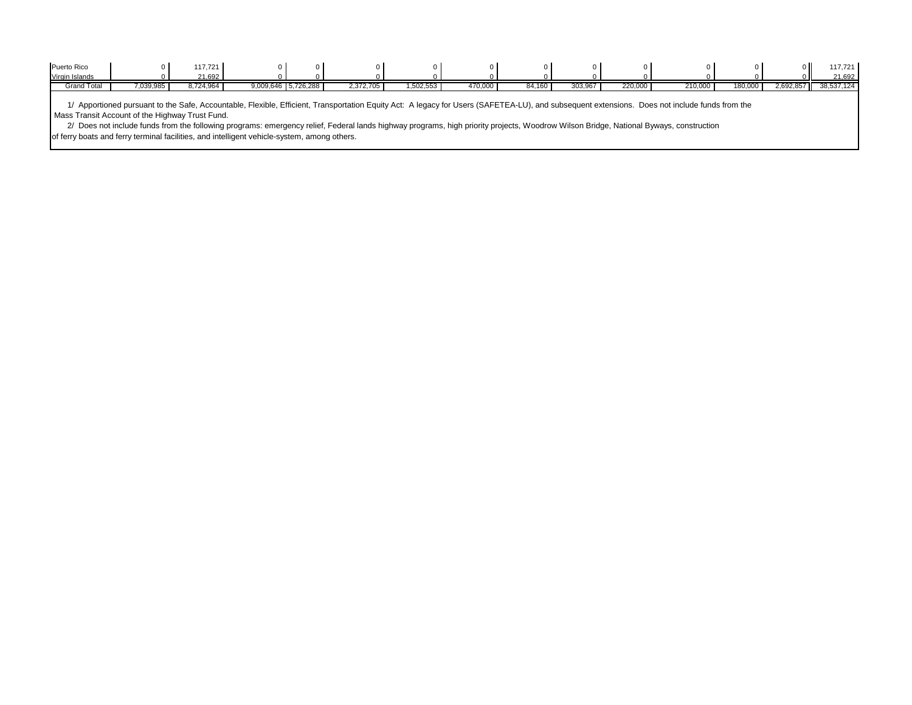| | | | | | | | | | | | | | | |
|---|---|---|---|---|---|---|---|---|---|---|---|---|---|---|
| Puerto Rico | 0 | 117,721 | 0 | 0 | 0 | 0 | 0 | 0 | 0 | 0 | 0 | 0 | 0 | 117,721 |
| Virgin Islands | 0 | 21,692 | 0 | 0 | 0 | 0 | 0 | 0 | 0 | 0 | 0 | 0 | 0 | 21,692 |
| Grand Total | 7,039,985 | 8,724,964 | 9,009,646 | 5,726,288 | 2,372,705 | 1,502,553 | 470,000 | 84,160 | 303,967 | 220,000 | 210,000 | 180,000 | 2,692,857 | 38,537,124 |

1/ Apportioned pursuant to the Safe, Accountable, Flexible, Efficient, Transportation Equity Act: A legacy for Users (SAFETEA-LU), and subsequent extensions. Does not include funds from the Mass Transit Account of the Highway Trust Fund.

2/ Does not include funds from the following programs: emergency relief, Federal lands highway programs, high priority projects, Woodrow Wilson Bridge, National Byways, construction of ferry boats and ferry terminal facilities, and intelligent vehicle-system, among others.